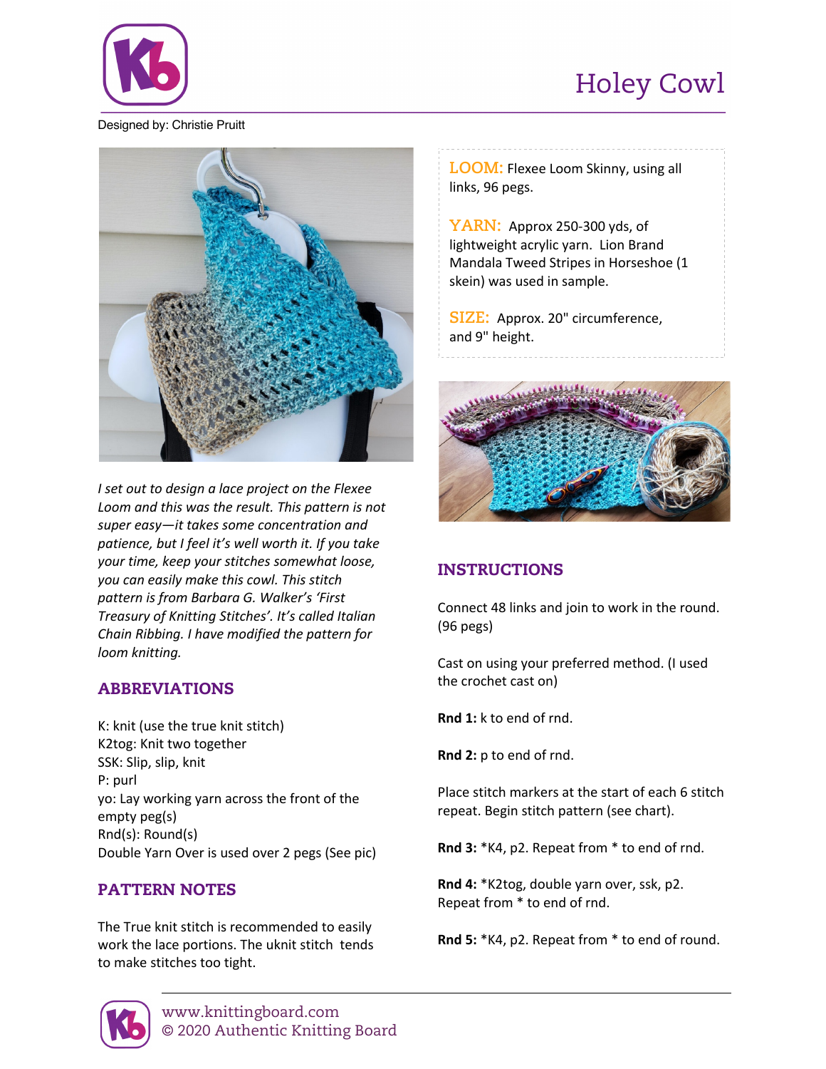# Holey Cowl

Designed by: Christie Pruitt

*I set out to design a lace project on the Flexee Loom and this was the result. This pattern is not super easy—it takes some concentration and patience, but I feel it's well worth it. If you take your time, keep your stitches somewhat loose, you can easily make this cowl. This stitch pattern is from Barbara G. Walker's 'First Treasury of Knitting Stitches'. It's called Italian Chain Ribbing. I have modified the pattern for loom knitting.*

## ABBREVIATIONS

K: knit (use the true knit stitch)
K2tog: Knit two together
SSK: Slip, slip, knit
P: purl
yo: Lay working yarn across the front of the empty peg(s)
Rnd(s): Round(s)
Double Yarn Over is used over 2 pegs (See pic)

## PATTERN NOTES

The True knit stitch is recommended to easily work the lace portions. The uknit stitch tends to make stitches too tight.

**LOOM:** Flexee Loom Skinny, using all links, 96 pegs.

**YARN:** Approx 250-300 yds, of lightweight acrylic yarn. Lion Brand Mandala Tweed Stripes in Horseshoe (1 skein) was used in sample.

**SIZE:** Approx. 20" circumference, and 9" height.

## INSTRUCTIONS

Connect 48 links and join to work in the round. (96 pegs)

Cast on using your preferred method. (I used the crochet cast on)

**Rnd 1:** k to end of rnd.

**Rnd 2:** p to end of rnd.

Place stitch markers at the start of each 6 stitch repeat. Begin stitch pattern (see chart).

**Rnd 3:** *K4, p2. Repeat from * to end of rnd.

**Rnd 4:** *K2tog, double yarn over, ssk, p2. Repeat from * to end of rnd.

**Rnd 5:** *K4, p2. Repeat from * to end of round.

www.knittingboard.com
© 2020 Authentic Knitting Board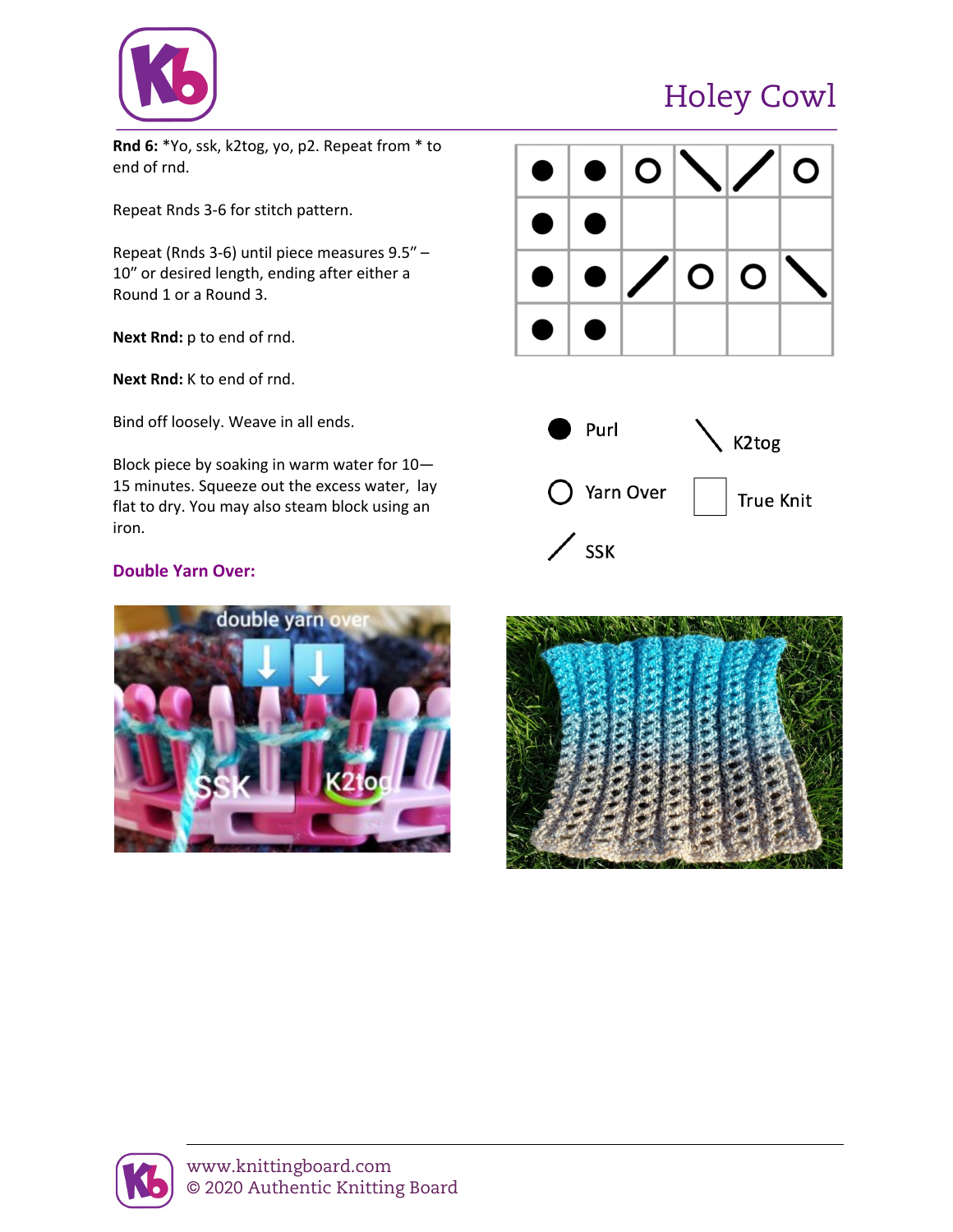**Rnd 6:** *Yo, ssk, k2tog, yo, p2. Repeat from * to end of rnd.

Repeat Rnds 3-6 for stitch pattern.

Repeat (Rnds 3-6) until piece measures 9.5" – 10" or desired length, ending after either a Round 1 or a Round 3.

**Next Rnd:** p to end of rnd.

**Next Rnd:** K to end of rnd.

Bind off loosely. Weave in all ends.

Block piece by soaking in warm water for 10—15 minutes. Squeeze out the excess water, lay flat to dry. You may also steam block using an iron.

Purl

K2tog

Yarn Over

True Knit

SSK

## Double Yarn Over: